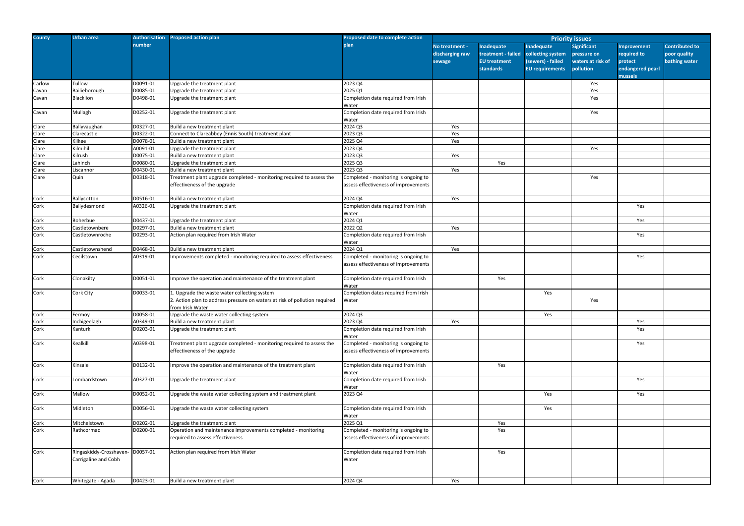| County | Urban area | Authorisation number | Proposed action plan | Proposed date to complete action plan | Priority issues | | | | | |
|---|---|---|---|---|---|---|---|---|---|---|
| | | | | | No treatment - discharging raw sewage | Inadequate treatment - failed EU treatment standards | Inadequate collecting system (sewers) - failed EU requirements | Significant pressure on waters at risk of pollution | Improvement required to protect endangered pearl mussels | Contributed to poor quality bathing water |
| Carlow | Tullow | D0091-01 | Upgrade the treatment plant | 2023 Q4 | | | | Yes | | |
| Cavan | Bailieborough | D0085-01 | Upgrade the treatment plant | 2025 Q1 | | | | Yes | | |
| Cavan | Blacklion | D0498-01 | Upgrade the treatment plant | Completion date required from Irish Water | | | | Yes | | |
| Cavan | Mullagh | D0252-01 | Upgrade the treatment plant | Completion date required from Irish Water | | | | Yes | | |
| Clare | Ballyvaughan | D0327-01 | Build a new treatment plant | 2024 Q3 | Yes | | | | | |
| Clare | Clarecastle | D0322-01 | Connect to Clareabbey (Ennis South) treatment plant | 2023 Q3 | Yes | | | | | |
| Clare | Kilkee | D0078-01 | Build a new treatment plant | 2025 Q4 | Yes | | | | | |
| Clare | Kilmihil | A0091-01 | Upgrade the treatment plant | 2023 Q4 | | | | Yes | | |
| Clare | Kilrush | D0075-01 | Build a new treatment plant | 2023 Q3 | Yes | | | | | |
| Clare | Lahinch | D0080-01 | Upgrade the treatment plant | 2025 Q3 | | Yes | | | | |
| Clare | Liscannor | D0430-01 | Build a new treatment plant | 2023 Q3 | Yes | | | | | |
| Clare | Quin | D0318-01 | Treatment plant upgrade completed - monitoring required to assess the effectiveness of the upgrade | Completed - monitoring is ongoing to assess effectiveness of improvements | | | | Yes | | |
| Cork | Ballycotton | D0516-01 | Build a new treatment plant | 2024 Q4 | Yes | | | | | |
| Cork | Ballydesmond | A0326-01 | Upgrade the treatment plant | Completion date required from Irish Water | | | | | Yes | |
| Cork | Boherbue | D0437-01 | Upgrade the treatment plant | 2024 Q1 | | | | | Yes | |
| Cork | Castletownbere | D0297-01 | Build a new treatment plant | 2022 Q2 | Yes | | | | | |
| Cork | Castletownroche | D0293-01 | Action plan required from Irish Water | Completion date required from Irish Water | | | | | Yes | |
| Cork | Castletownshend | D0468-01 | Build a new treatment plant | 2024 Q1 | Yes | | | | | |
| Cork | Cecilstown | A0319-01 | Improvements completed - monitoring required to assess effectiveness | Completed - monitoring is ongoing to assess effectiveness of improvements | | | | | Yes | |
| Cork | Clonakilty | D0051-01 | Improve the operation and maintenance of the treatment plant | Completion date required from Irish Water | | Yes | | | | |
| Cork | Cork City | D0033-01 | 1. Upgrade the waste water collecting system<br>2. Action plan to address pressure on waters at risk of pollution required from Irish Water | Completion dates required from Irish Water | | | Yes | Yes | | |
| Cork | Fermoy | D0058-01 | Upgrade the waste water collecting system | 2024 Q3 | | | Yes | | | |
| Cork | Inchigeelagh | A0349-01 | Build a new treatment plant | 2023 Q4 | Yes | | | | Yes | |
| Cork | Kanturk | D0203-01 | Upgrade the treatment plant | Completion date required from Irish Water | | | | | Yes | |
| Cork | Kealkill | A0398-01 | Treatment plant upgrade completed - monitoring required to assess the effectiveness of the upgrade | Completed - monitoring is ongoing to assess effectiveness of improvements | | | | | Yes | |
| Cork | Kinsale | D0132-01 | Improve the operation and maintenance of the treatment plant | Completion date required from Irish Water | | Yes | | | | |
| Cork | Lombardstown | A0327-01 | Upgrade the treatment plant | Completion date required from Irish Water | | | | | Yes | |
| Cork | Mallow | D0052-01 | Upgrade the waste water collecting system and treatment plant | 2023 Q4 | | | Yes | | Yes | |
| Cork | Midleton | D0056-01 | Upgrade the waste water collecting system | Completion date required from Irish Water | | | Yes | | | |
| Cork | Mitchelstown | D0202-01 | Upgrade the treatment plant | 2025 Q1 | | Yes | | | | |
| Cork | Rathcormac | D0200-01 | Operation and maintenance improvements completed - monitoring required to assess effectiveness | Completed - monitoring is ongoing to assess effectiveness of improvements | | Yes | | | | |
| Cork | Ringaskiddy-Crosshaven-Carrigaline and Cobh | D0057-01 | Action plan required from Irish Water | Completion date required from Irish Water | | Yes | | | | |
| Cork | Whitegate - Agada | D0423-01 | Build a new treatment plant | 2024 Q4 | Yes | | | | | |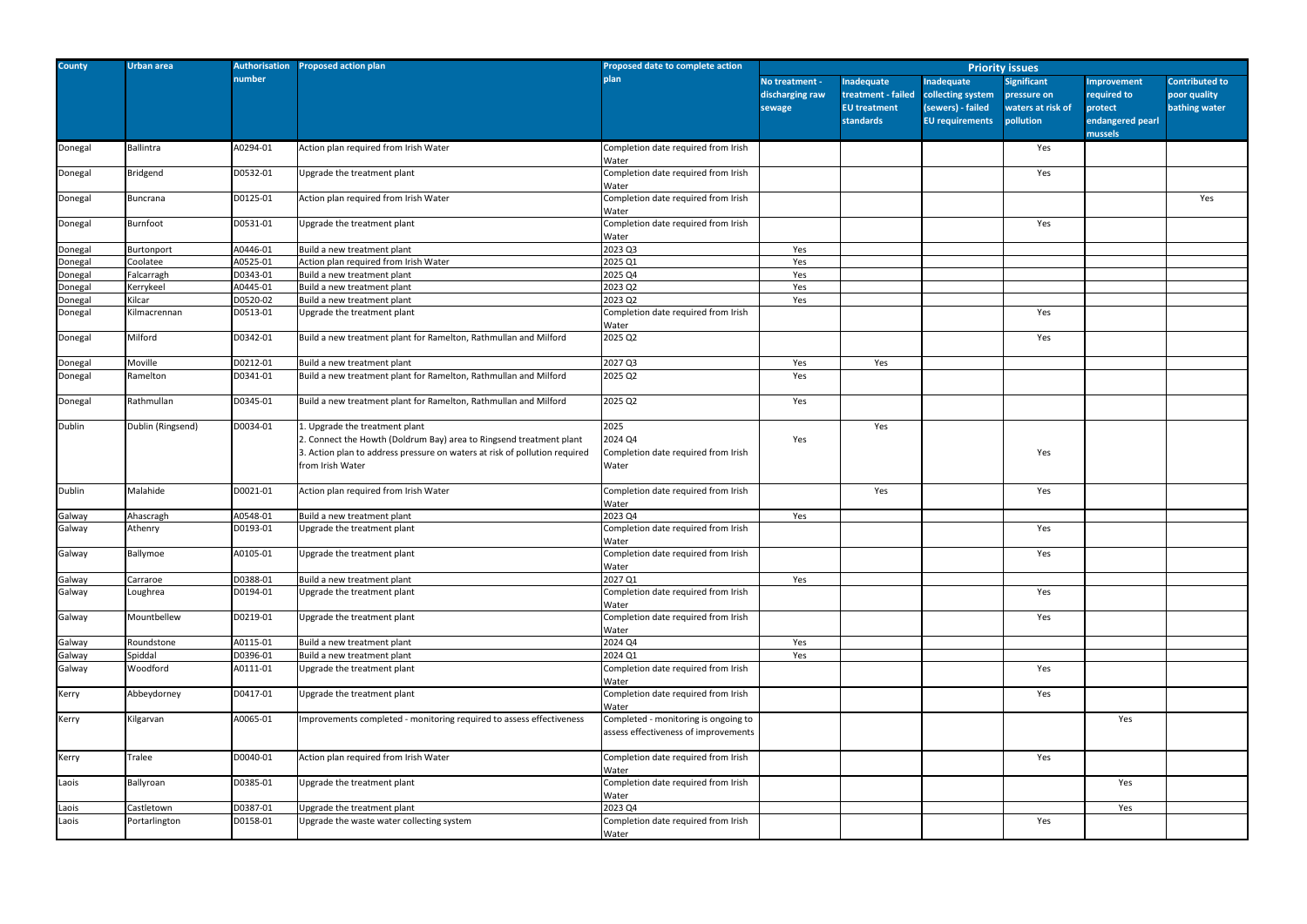| County | Urban area | Authorisation number | Proposed action plan | Proposed date to complete action plan | Priority issues | | | | | |
|---|---|---|---|---|---|---|---|---|---|---|
| | | | | | No treatment - discharging raw sewage | Inadequate treatment - failed EU treatment standards | Inadequate collecting system (sewers) - failed EU requirements | Significant pressure on waters at risk of pollution | Improvement required to protect endangered pearl mussels | Contributed to poor quality bathing water |
| Donegal | Ballintra | A0294-01 | Action plan required from Irish Water | Completion date required from Irish Water | | | | Yes | | |
| Donegal | Bridgend | D0532-01 | Upgrade the treatment plant | Completion date required from Irish Water | | | | Yes | | |
| Donegal | Buncrana | D0125-01 | Action plan required from Irish Water | Completion date required from Irish Water | | | | | | Yes |
| Donegal | Burnfoot | D0531-01 | Upgrade the treatment plant | Completion date required from Irish Water | | | | Yes | | |
| Donegal | Burtonport | A0446-01 | Build a new treatment plant | 2023 Q3 | Yes | | | | | |
| Donegal | Coolatee | A0525-01 | Action plan required from Irish Water | 2025 Q1 | Yes | | | | | |
| Donegal | Falcarragh | D0343-01 | Build a new treatment plant | 2025 Q4 | Yes | | | | | |
| Donegal | Kerrykeel | A0445-01 | Build a new treatment plant | 2023 Q2 | Yes | | | | | |
| Donegal | Kilcar | D0520-02 | Build a new treatment plant | 2023 Q2 | Yes | | | | | |
| Donegal | Kilmacrennan | D0513-01 | Upgrade the treatment plant | Completion date required from Irish Water | | | | Yes | | |
| Donegal | Milford | D0342-01 | Build a new treatment plant for Ramelton, Rathmullan and Milford | 2025 Q2 | | | | Yes | | |
| Donegal | Moville | D0212-01 | Build a new treatment plant | 2027 Q3 | Yes | Yes | | | | |
| Donegal | Ramelton | D0341-01 | Build a new treatment plant for Ramelton, Rathmullan and Milford | 2025 Q2 | Yes | | | | | |
| Donegal | Rathmullan | D0345-01 | Build a new treatment plant for Ramelton, Rathmullan and Milford | 2025 Q2 | Yes | | | | | |
| Dublin | Dublin (Ringsend) | D0034-01 | 1. Upgrade the treatment plant<br>2. Connect the Howth (Doldrum Bay) area to Ringsend treatment plant<br>3. Action plan to address pressure on waters at risk of pollution required from Irish Water | 2025<br>2024 Q4<br>Completion date required from Irish Water | Yes | Yes | | Yes | | |
| Dublin | Malahide | D0021-01 | Action plan required from Irish Water | Completion date required from Irish Water | | Yes | | Yes | | |
| Galway | Ahascragh | A0548-01 | Build a new treatment plant | 2023 Q4 | Yes | | | | | |
| Galway | Athenry | D0193-01 | Upgrade the treatment plant | Completion date required from Irish Water | | | | Yes | | |
| Galway | Ballymoe | A0105-01 | Upgrade the treatment plant | Completion date required from Irish Water | | | | Yes | | |
| Galway | Carraroe | D0388-01 | Build a new treatment plant | 2027 Q1 | Yes | | | | | |
| Galway | Loughrea | D0194-01 | Upgrade the treatment plant | Completion date required from Irish Water | | | | Yes | | |
| Galway | Mountbellew | D0219-01 | Upgrade the treatment plant | Completion date required from Irish Water | | | | Yes | | |
| Galway | Roundstone | A0115-01 | Build a new treatment plant | 2024 Q4 | Yes | | | | | |
| Galway | Spiddal | D0396-01 | Build a new treatment plant | 2024 Q1 | Yes | | | | | |
| Galway | Woodford | A0111-01 | Upgrade the treatment plant | Completion date required from Irish Water | | | | Yes | | |
| Kerry | Abbeydorney | D0417-01 | Upgrade the treatment plant | Completion date required from Irish Water | | | | Yes | | |
| Kerry | Kilgarvan | A0065-01 | Improvements completed - monitoring required to assess effectiveness | Completed - monitoring is ongoing to assess effectiveness of improvements | | | | | Yes | |
| Kerry | Tralee | D0040-01 | Action plan required from Irish Water | Completion date required from Irish Water | | | | Yes | | |
| Laois | Ballyroan | D0385-01 | Upgrade the treatment plant | Completion date required from Irish Water | | | | | Yes | |
| Laois | Castletown | D0387-01 | Upgrade the treatment plant | 2023 Q4 | | | | | Yes | |
| Laois | Portarlington | D0158-01 | Upgrade the waste water collecting system | Completion date required from Irish Water | | | | Yes | | |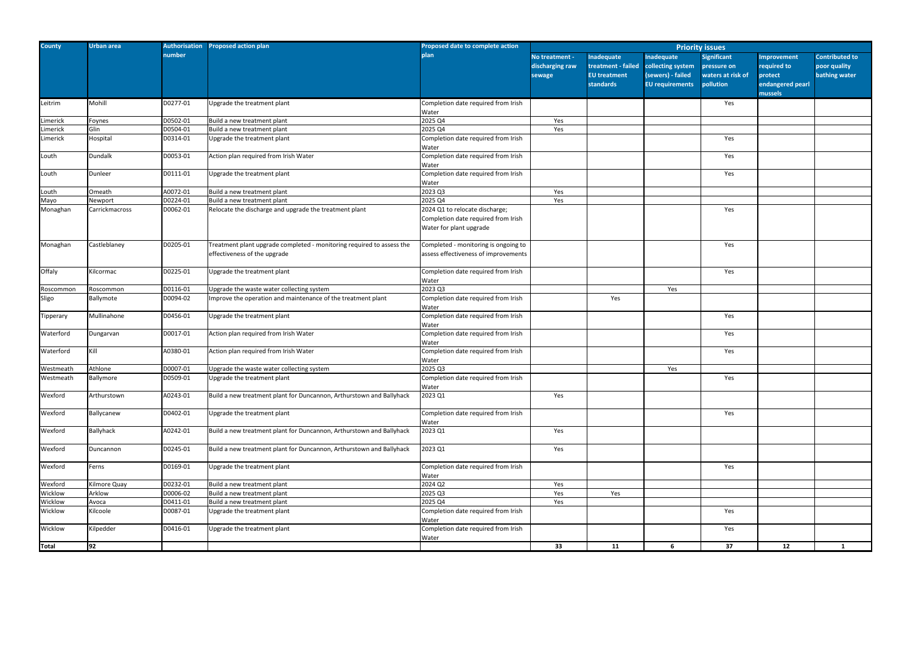| County | Urban area | Authorisation number | Proposed action plan | Proposed date to complete action plan | Priority issues | | | | | |
|---|---|---|---|---|---|---|---|---|---|---|
| | | | | | No treatment - discharging raw sewage | Inadequate treatment - failed EU treatment standards | Inadequate collecting system (sewers) - failed EU requirements | Significant pressure on waters at risk of pollution | Improvement required to protect endangered pearl mussels | Contributed to poor quality bathing water |
| Leitrim | Mohill | D0277-01 | Upgrade the treatment plant | Completion date required from Irish Water | | | | Yes | | |
| Limerick | Foynes | D0502-01 | Build a new treatment plant | 2025 Q4 | Yes | | | | | |
| Limerick | Glin | D0504-01 | Build a new treatment plant | 2025 Q4 | Yes | | | | | |
| Limerick | Hospital | D0314-01 | Upgrade the treatment plant | Completion date required from Irish Water | | | | Yes | | |
| Louth | Dundalk | D0053-01 | Action plan required from Irish Water | Completion date required from Irish Water | | | | Yes | | |
| Louth | Dunleer | D0111-01 | Upgrade the treatment plant | Completion date required from Irish Water | | | | Yes | | |
| Louth | Omeath | A0072-01 | Build a new treatment plant | 2023 Q3 | Yes | | | | | |
| Mayo | Newport | D0224-01 | Build a new treatment plant | 2025 Q4 | Yes | | | | | |
| Monaghan | Carrickmacross | D0062-01 | Relocate the discharge and upgrade the treatment plant | 2024 Q1 to relocate discharge; Completion date required from Irish Water for plant upgrade | | | | Yes | | |
| Monaghan | Castleblaney | D0205-01 | Treatment plant upgrade completed - monitoring required to assess the effectiveness of the upgrade | Completed - monitoring is ongoing to assess effectiveness of improvements | | | | Yes | | |
| Offaly | Kilcormac | D0225-01 | Upgrade the treatment plant | Completion date required from Irish Water | | | | Yes | | |
| Roscommon | Roscommon | D0116-01 | Upgrade the waste water collecting system | 2023 Q3 | | | Yes | | | |
| Sligo | Ballymote | D0094-02 | Improve the operation and maintenance of the treatment plant | Completion date required from Irish Water | | Yes | | | | |
| Tipperary | Mullinahone | D0456-01 | Upgrade the treatment plant | Completion date required from Irish Water | | | | Yes | | |
| Waterford | Dungarvan | D0017-01 | Action plan required from Irish Water | Completion date required from Irish Water | | | | Yes | | |
| Waterford | Kill | A0380-01 | Action plan required from Irish Water | Completion date required from Irish Water | | | | Yes | | |
| Westmeath | Athlone | D0007-01 | Upgrade the waste water collecting system | 2025 Q3 | | | Yes | | | |
| Westmeath | Ballymore | D0509-01 | Upgrade the treatment plant | Completion date required from Irish Water | | | | Yes | | |
| Wexford | Arthurstown | A0243-01 | Build a new treatment plant for Duncannon, Arthurstown and Ballyhack | 2023 Q1 | Yes | | | | | |
| Wexford | Ballycanew | D0402-01 | Upgrade the treatment plant | Completion date required from Irish Water | | | | Yes | | |
| Wexford | Ballyhack | A0242-01 | Build a new treatment plant for Duncannon, Arthurstown and Ballyhack | 2023 Q1 | Yes | | | | | |
| Wexford | Duncannon | D0245-01 | Build a new treatment plant for Duncannon, Arthurstown and Ballyhack | 2023 Q1 | Yes | | | | | |
| Wexford | Ferns | D0169-01 | Upgrade the treatment plant | Completion date required from Irish Water | | | | Yes | | |
| Wexford | Kilmore Quay | D0232-01 | Build a new treatment plant | 2024 Q2 | Yes | | | | | |
| Wicklow | Arklow | D0006-02 | Build a new treatment plant | 2025 Q3 | Yes | Yes | | | | |
| Wicklow | Avoca | D0411-01 | Build a new treatment plant | 2025 Q4 | Yes | | | | | |
| Wicklow | Kilcoole | D0087-01 | Upgrade the treatment plant | Completion date required from Irish Water | | | | Yes | | |
| Wicklow | Kilpedder | D0416-01 | Upgrade the treatment plant | Completion date required from Irish Water | | | | Yes | | |
| **Total** | **92** | | | | **33** | **11** | **6** | **37** | **12** | **1** |